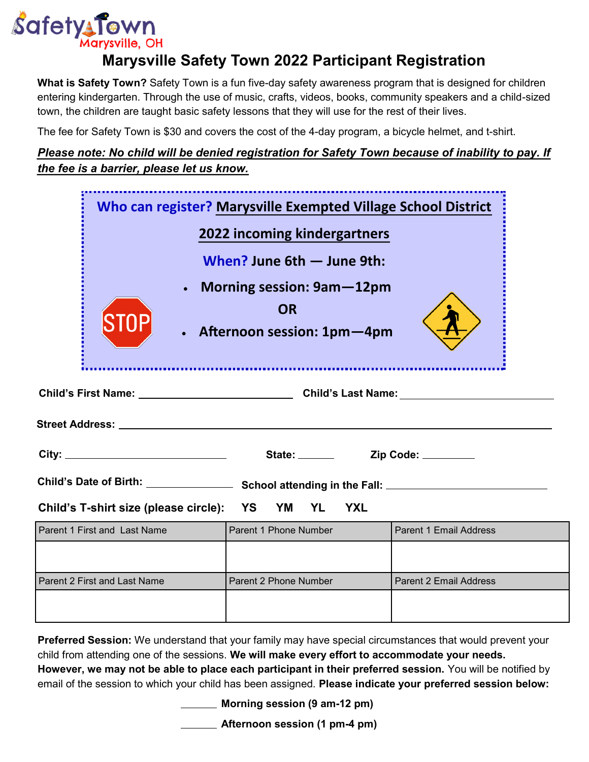Safety Town
Marysville, OH

# Marysville Safety Town 2022 Participant Registration

**What is Safety Town?** Safety Town is a fun five-day safety awareness program that is designed for children entering kindergarten. Through the use of music, crafts, videos, books, community speakers and a child-sized town, the children are taught basic safety lessons that they will use for the rest of their lives.

The fee for Safety Town is $30 and covers the cost of the 4-day program, a bicycle helmet, and t-shirt.

***Please note: No child will be denied registration for Safety Town because of inability to pay. If the fee is a barrier, please let us know.***

**Who can register?** **Marysville Exempted Village School District 2022 incoming kindergartners**

**When? June 6th — June 9th:**

- **Morning session: 9am—12pm**

**OR**

- **Afternoon session: 1pm—4pm**

**Child's First Name:** ____________________ **Child's Last Name:** ____________________

**Street Address:** ________________________________________________

**City:** ____________________ **State:** ______ **Zip Code:** ________

**Child's Date of Birth:** ____________ **School attending in the Fall:** ____________________

**Child's T-shirt size (please circle):** **YS** **YM** **YL** **YXL**

| Parent 1 First and Last Name | Parent 1 Phone Number | Parent 1 Email Address |
|---|---|---|
| | | |
| Parent 2 First and Last Name | Parent 2 Phone Number | Parent 2 Email Address |
| | | |

**Preferred Session:** We understand that your family may have special circumstances that would prevent your child from attending one of the sessions. **We will make every effort to accommodate your needs. However, we may not be able to place each participant in their preferred session.** You will be notified by email of the session to which your child has been assigned. **Please indicate your preferred session below:**

______ **Morning session (9 am-12 pm)**

______ **Afternoon session (1 pm-4 pm)**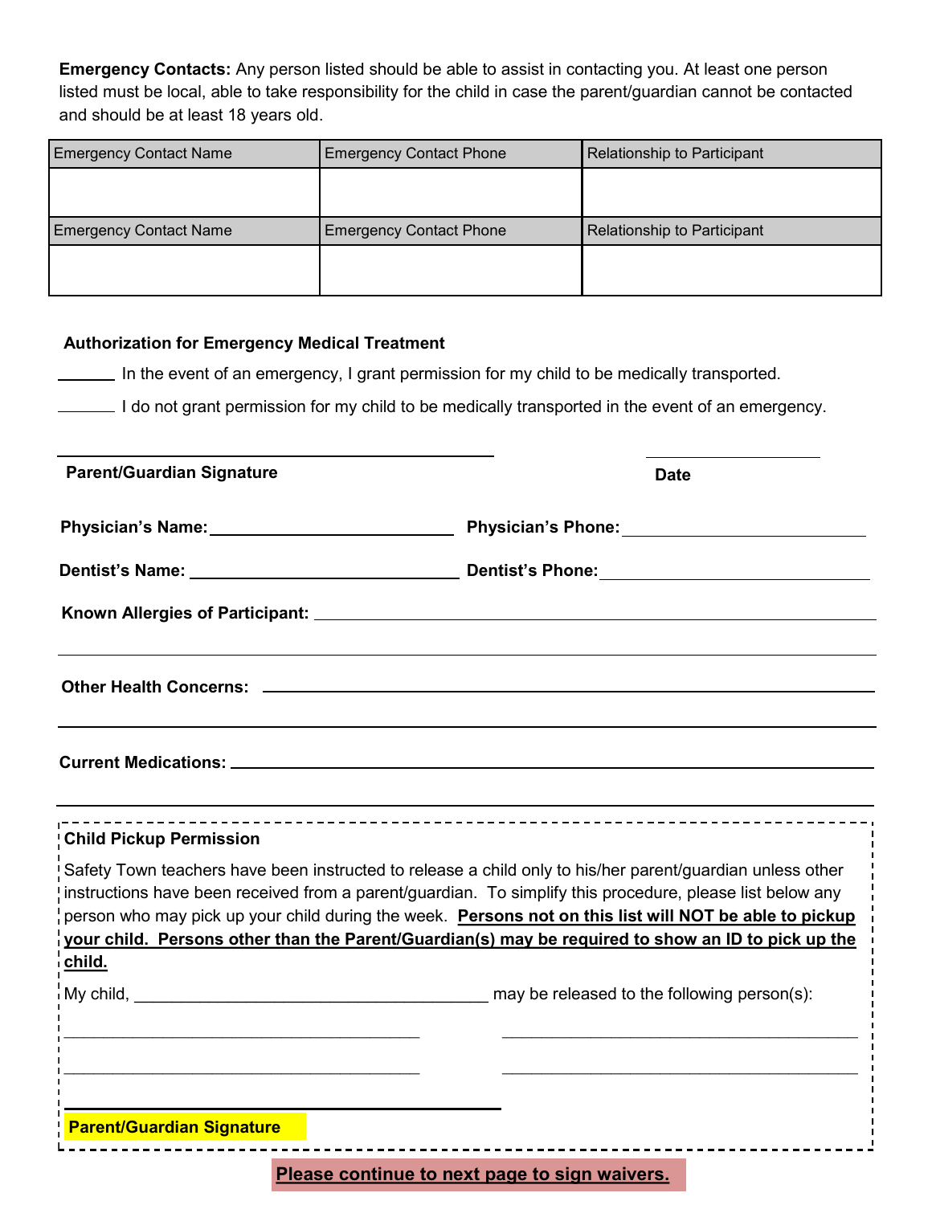**Emergency Contacts:** Any person listed should be able to assist in contacting you. At least one person listed must be local, able to take responsibility for the child in case the parent/guardian cannot be contacted and should be at least 18 years old.

| Emergency Contact Name | Emergency Contact Phone | Relationship to Participant |
|---|---|---|
| | | |
| **Emergency Contact Name** | **Emergency Contact Phone** | **Relationship to Participant** |
| | | |

**Authorization for Emergency Medical Treatment**

______ In the event of an emergency, I grant permission for my child to be medically transported.

______ I do not grant permission for my child to be medically transported in the event of an emergency.

_______________________________________________ ____________________

**Parent/Guardian Signature** **Date**

**Physician's Name:** ______________________ **Physician's Phone:** ______________________

**Dentist's Name:** ______________________ **Dentist's Phone:** ______________________

**Known Allergies of Participant:** ______________________________________________

______________________________________________________________

**Other Health Concerns:** ______________________________________________

______________________________________________________________

**Current Medications:** ______________________________________________

______________________________________________________________

**Child Pickup Permission**

Safety Town teachers have been instructed to release a child only to his/her parent/guardian unless other instructions have been received from a parent/guardian. To simplify this procedure, please list below any person who may pick up your child during the week. **Persons not on this list will NOT be able to pickup your child. Persons other than the Parent/Guardian(s) may be required to show an ID to pick up the child.**

My child, ___________________________________ may be released to the following person(s):

___________________________________ ___________________________________

___________________________________ ___________________________________

_______________________________________________

**Parent/Guardian Signature**

**Please continue to next page to sign waivers.**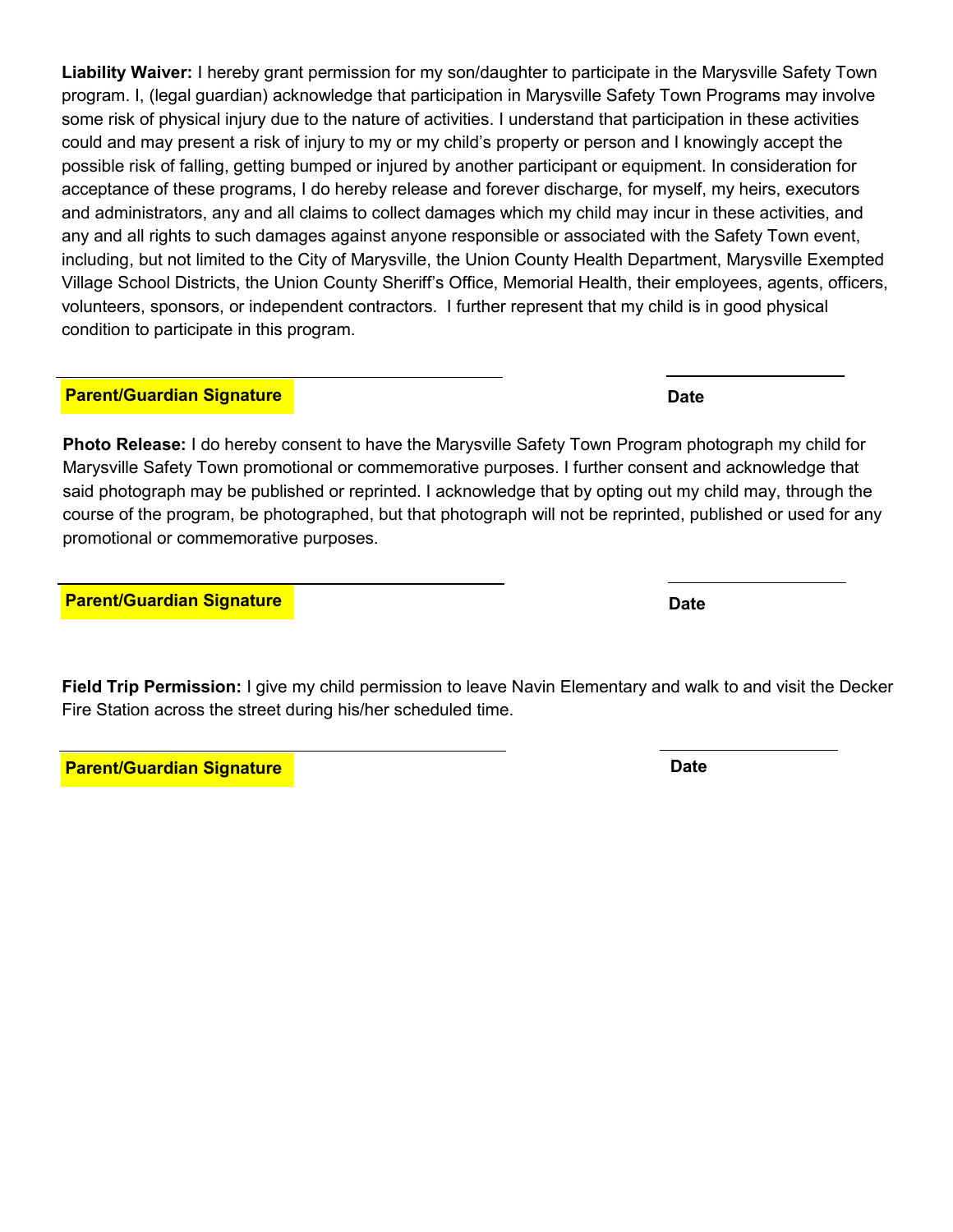**Liability Waiver:** I hereby grant permission for my son/daughter to participate in the Marysville Safety Town program. I, (legal guardian) acknowledge that participation in Marysville Safety Town Programs may involve some risk of physical injury due to the nature of activities. I understand that participation in these activities could and may present a risk of injury to my or my child's property or person and I knowingly accept the possible risk of falling, getting bumped or injured by another participant or equipment. In consideration for acceptance of these programs, I do hereby release and forever discharge, for myself, my heirs, executors and administrators, any and all claims to collect damages which my child may incur in these activities, and any and all rights to such damages against anyone responsible or associated with the Safety Town event, including, but not limited to the City of Marysville, the Union County Health Department, Marysville Exempted Village School Districts, the Union County Sheriff's Office, Memorial Health, their employees, agents, officers, volunteers, sponsors, or independent contractors. I further represent that my child is in good physical condition to participate in this program.

______________________________ ______________

**Parent/Guardian Signature** **Date**

**Photo Release:** I do hereby consent to have the Marysville Safety Town Program photograph my child for Marysville Safety Town promotional or commemorative purposes. I further consent and acknowledge that said photograph may be published or reprinted. I acknowledge that by opting out my child may, through the course of the program, be photographed, but that photograph will not be reprinted, published or used for any promotional or commemorative purposes.

______________________________ ______________

**Parent/Guardian Signature** **Date**

**Field Trip Permission:** I give my child permission to leave Navin Elementary and walk to and visit the Decker Fire Station across the street during his/her scheduled time.

______________________________ ______________

**Parent/Guardian Signature** **Date**